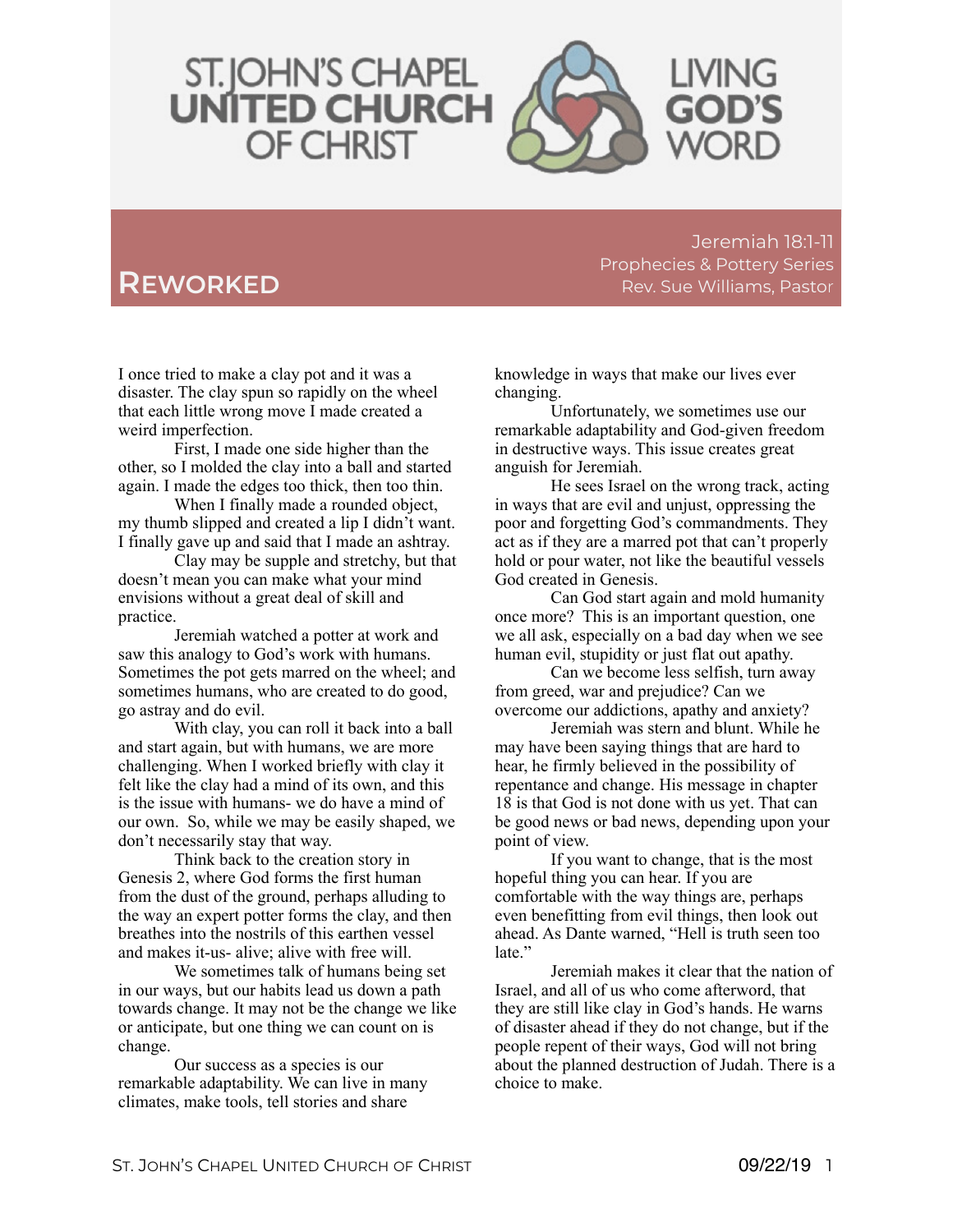# St. John's Chapel United Church of Christ

Living God's Word

## Reworked

Jeremiah 18:1-11
Prophecies & Pottery Series
Rev. Sue Williams, Pastor

I once tried to make a clay pot and it was a disaster. The clay spun so rapidly on the wheel that each little wrong move I made created a weird imperfection.

First, I made one side higher than the other, so I molded the clay into a ball and started again. I made the edges too thick, then too thin.

When I finally made a rounded object, my thumb slipped and created a lip I didn't want. I finally gave up and said that I made an ashtray.

Clay may be supple and stretchy, but that doesn't mean you can make what your mind envisions without a great deal of skill and practice.

Jeremiah watched a potter at work and saw this analogy to God's work with humans. Sometimes the pot gets marred on the wheel; and sometimes humans, who are created to do good, go astray and do evil.

With clay, you can roll it back into a ball and start again, but with humans, we are more challenging. When I worked briefly with clay it felt like the clay had a mind of its own, and this is the issue with humans- we do have a mind of our own. So, while we may be easily shaped, we don't necessarily stay that way.

Think back to the creation story in Genesis 2, where God forms the first human from the dust of the ground, perhaps alluding to the way an expert potter forms the clay, and then breathes into the nostrils of this earthen vessel and makes it-us- alive; alive with free will.

We sometimes talk of humans being set in our ways, but our habits lead us down a path towards change. It may not be the change we like or anticipate, but one thing we can count on is change.

Our success as a species is our remarkable adaptability. We can live in many climates, make tools, tell stories and share knowledge in ways that make our lives ever changing.

Unfortunately, we sometimes use our remarkable adaptability and God-given freedom in destructive ways. This issue creates great anguish for Jeremiah.

He sees Israel on the wrong track, acting in ways that are evil and unjust, oppressing the poor and forgetting God's commandments. They act as if they are a marred pot that can't properly hold or pour water, not like the beautiful vessels God created in Genesis.

Can God start again and mold humanity once more? This is an important question, one we all ask, especially on a bad day when we see human evil, stupidity or just flat out apathy.

Can we become less selfish, turn away from greed, war and prejudice? Can we overcome our addictions, apathy and anxiety?

Jeremiah was stern and blunt. While he may have been saying things that are hard to hear, he firmly believed in the possibility of repentance and change. His message in chapter 18 is that God is not done with us yet. That can be good news or bad news, depending upon your point of view.

If you want to change, that is the most hopeful thing you can hear. If you are comfortable with the way things are, perhaps even benefitting from evil things, then look out ahead. As Dante warned, "Hell is truth seen too late."

Jeremiah makes it clear that the nation of Israel, and all of us who come afterword, that they are still like clay in God's hands. He warns of disaster ahead if they do not change, but if the people repent of their ways, God will not bring about the planned destruction of Judah. There is a choice to make.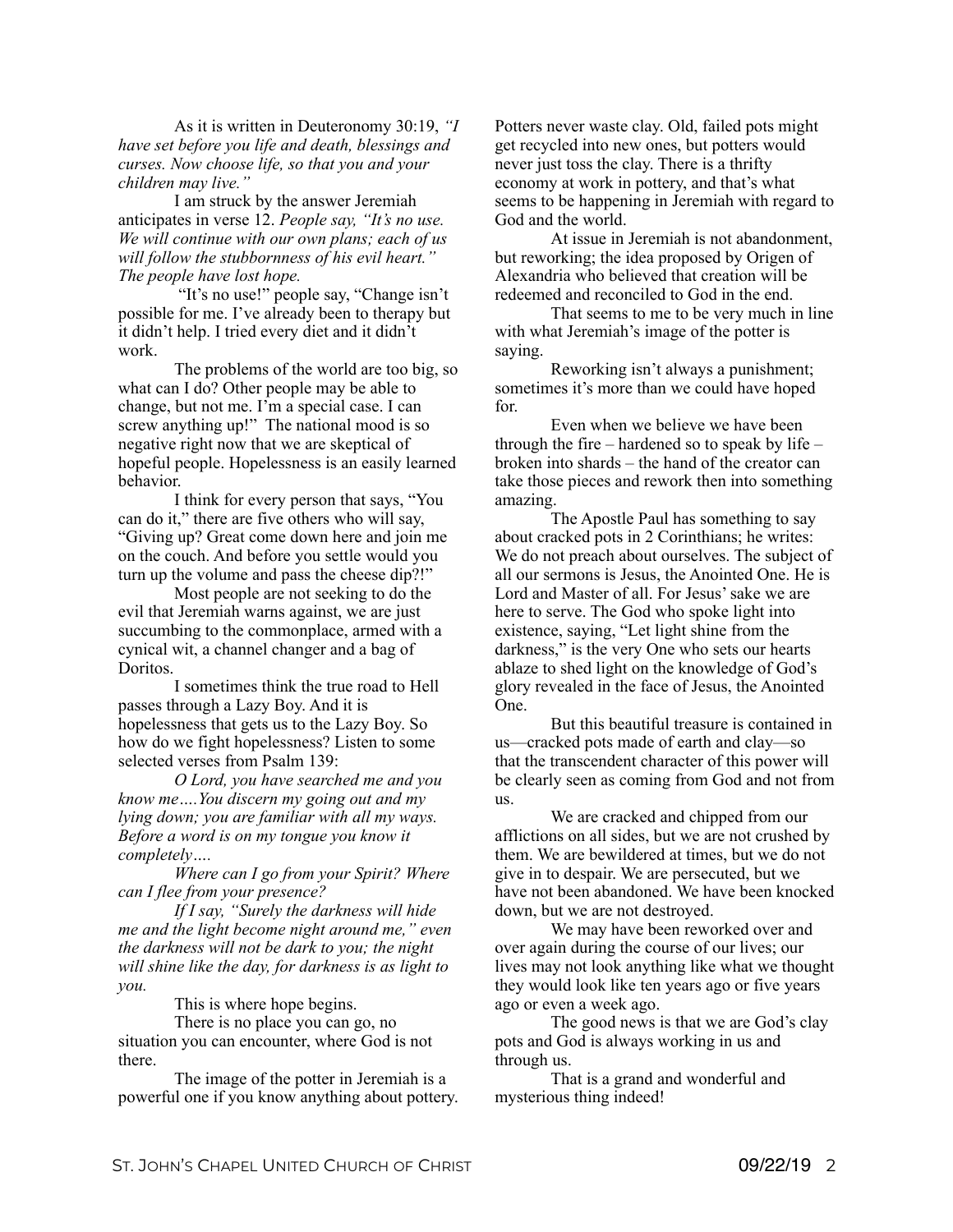As it is written in Deuteronomy 30:19, *"I have set before you life and death, blessings and curses. Now choose life, so that you and your children may live."*

I am struck by the answer Jeremiah anticipates in verse 12. *People say, "It's no use. We will continue with our own plans; each of us will follow the stubbornness of his evil heart." The people have lost hope.*

"It's no use!" people say, "Change isn't possible for me. I've already been to therapy but it didn't help. I tried every diet and it didn't work.

The problems of the world are too big, so what can I do? Other people may be able to change, but not me. I'm a special case. I can screw anything up!" The national mood is so negative right now that we are skeptical of hopeful people. Hopelessness is an easily learned behavior.

I think for every person that says, "You can do it," there are five others who will say, "Giving up? Great come down here and join me on the couch. And before you settle would you turn up the volume and pass the cheese dip?!"

Most people are not seeking to do the evil that Jeremiah warns against, we are just succumbing to the commonplace, armed with a cynical wit, a channel changer and a bag of Doritos.

I sometimes think the true road to Hell passes through a Lazy Boy. And it is hopelessness that gets us to the Lazy Boy. So how do we fight hopelessness? Listen to some selected verses from Psalm 139:

*O Lord, you have searched me and you know me….You discern my going out and my lying down; you are familiar with all my ways. Before a word is on my tongue you know it completely….*

*Where can I go from your Spirit? Where can I flee from your presence?*

*If I say, "Surely the darkness will hide me and the light become night around me," even the darkness will not be dark to you; the night will shine like the day, for darkness is as light to you.*

This is where hope begins.

There is no place you can go, no situation you can encounter, where God is not there.

The image of the potter in Jeremiah is a powerful one if you know anything about pottery. Potters never waste clay. Old, failed pots might get recycled into new ones, but potters would never just toss the clay. There is a thrifty economy at work in pottery, and that's what seems to be happening in Jeremiah with regard to God and the world.

At issue in Jeremiah is not abandonment, but reworking; the idea proposed by Origen of Alexandria who believed that creation will be redeemed and reconciled to God in the end.

That seems to me to be very much in line with what Jeremiah's image of the potter is saying.

Reworking isn't always a punishment; sometimes it's more than we could have hoped for.

Even when we believe we have been through the fire – hardened so to speak by life – broken into shards – the hand of the creator can take those pieces and rework then into something amazing.

The Apostle Paul has something to say about cracked pots in 2 Corinthians; he writes: We do not preach about ourselves. The subject of all our sermons is Jesus, the Anointed One. He is Lord and Master of all. For Jesus' sake we are here to serve. The God who spoke light into existence, saying, "Let light shine from the darkness," is the very One who sets our hearts ablaze to shed light on the knowledge of God's glory revealed in the face of Jesus, the Anointed One.

But this beautiful treasure is contained in us—cracked pots made of earth and clay—so that the transcendent character of this power will be clearly seen as coming from God and not from us.

We are cracked and chipped from our afflictions on all sides, but we are not crushed by them. We are bewildered at times, but we do not give in to despair. We are persecuted, but we have not been abandoned. We have been knocked down, but we are not destroyed.

We may have been reworked over and over again during the course of our lives; our lives may not look anything like what we thought they would look like ten years ago or five years ago or even a week ago.

The good news is that we are God's clay pots and God is always working in us and through us.

That is a grand and wonderful and mysterious thing indeed!